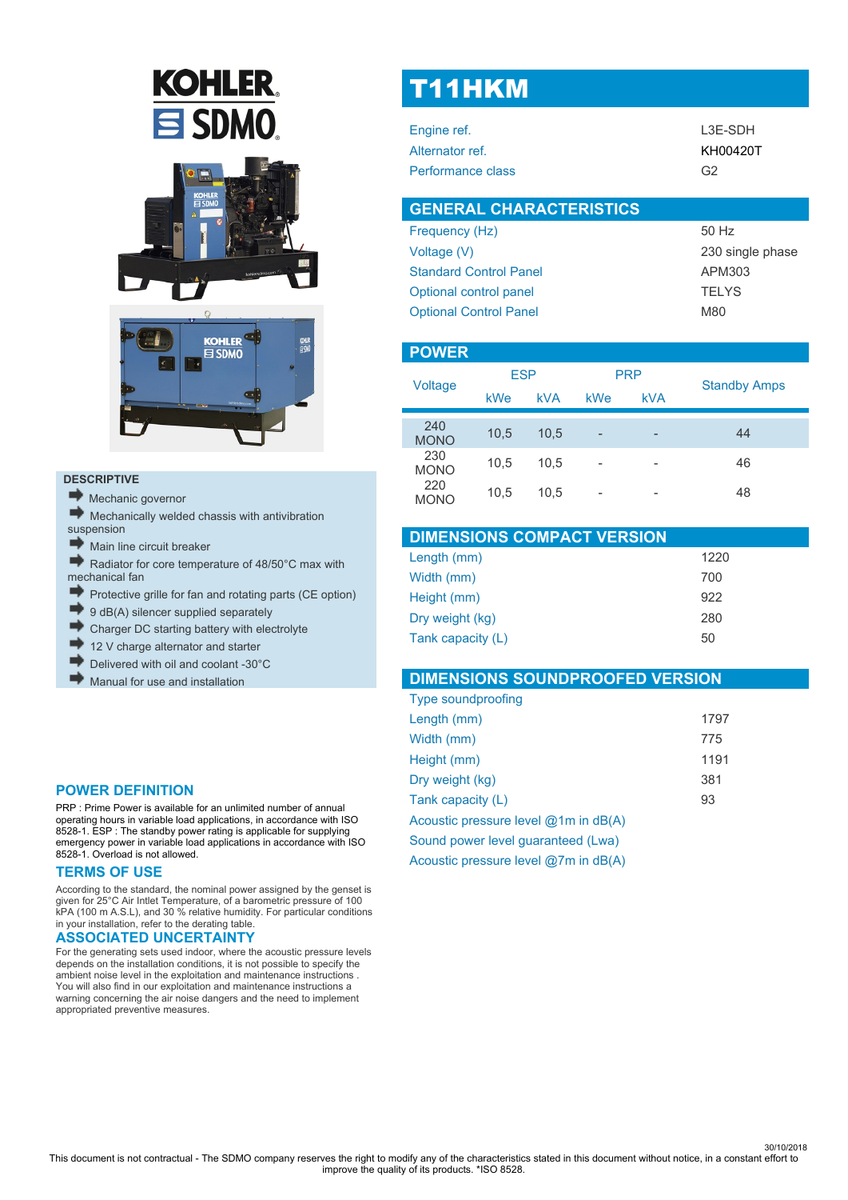# T11HKM

| | |
|---|---|
| Engine ref. | L3E-SDH |
| Alternator ref. | KH00420T |
| Performance class | G2 |

## GENERAL CHARACTERISTICS

| | |
|---|---|
| Frequency (Hz) | 50 Hz |
| Voltage (V) | 230 single phase |
| Standard Control Panel | APM303 |
| Optional control panel | TELYS |
| Optional Control Panel | M80 |

## POWER

| Voltage | ESP | | PRP | | Standby Amps |
|---|---|---|---|---|---|
| | kWe | kVA | kWe | kVA | |
| 240 MONO | 10,5 | 10,5 | - | - | 44 |
| 230 MONO | 10,5 | 10,5 | - | - | 46 |
| 220 MONO | 10,5 | 10,5 | - | - | 48 |

## DIMENSIONS COMPACT VERSION

| | |
|---|---|
| Length (mm) | 1220 |
| Width (mm) | 700 |
| Height (mm) | 922 |
| Dry weight (kg) | 280 |
| Tank capacity (L) | 50 |

## DIMENSIONS SOUNDPROOFED VERSION

| | |
|---|---|
| Type soundproofing | |
| Length (mm) | 1797 |
| Width (mm) | 775 |
| Height (mm) | 1191 |
| Dry weight (kg) | 381 |
| Tank capacity (L) | 93 |
| Acoustic pressure level @1m in dB(A) | |
| Sound power level guaranteed (Lwa) | |
| Acoustic pressure level @7m in dB(A) | |

### DESCRIPTIVE

- Mechanic governor
- Mechanically welded chassis with antivibration suspension
- Main line circuit breaker
- Radiator for core temperature of 48/50°C max with mechanical fan
- Protective grille for fan and rotating parts (CE option)
- 9 dB(A) silencer supplied separately
- Charger DC starting battery with electrolyte
- 12 V charge alternator and starter
- Delivered with oil and coolant -30°C
- Manual for use and installation

## POWER DEFINITION

PRP : Prime Power is available for an unlimited number of annual operating hours in variable load applications, in accordance with ISO 8528-1. ESP : The standby power rating is applicable for supplying emergency power in variable load applications in accordance with ISO 8528-1. Overload is not allowed.

## TERMS OF USE

According to the standard, the nominal power assigned by the genset is given for 25°C Air Intlet Temperature, of a barometric pressure of 100 kPA (100 m A.S.L), and 30 % relative humidity. For particular conditions in your installation, refer to the derating table.

## ASSOCIATED UNCERTAINTY

For the generating sets used indoor, where the acoustic pressure levels depends on the installation conditions, it is not possible to specify the ambient noise level in the exploitation and maintenance instructions . You will also find in our exploitation and maintenance instructions a warning concerning the air noise dangers and the need to implement appropriated preventive measures.

30/10/2018

This document is not contractual - The SDMO company reserves the right to modify any of the characteristics stated in this document without notice, in a constant effort to improve the quality of its products. *ISO 8528.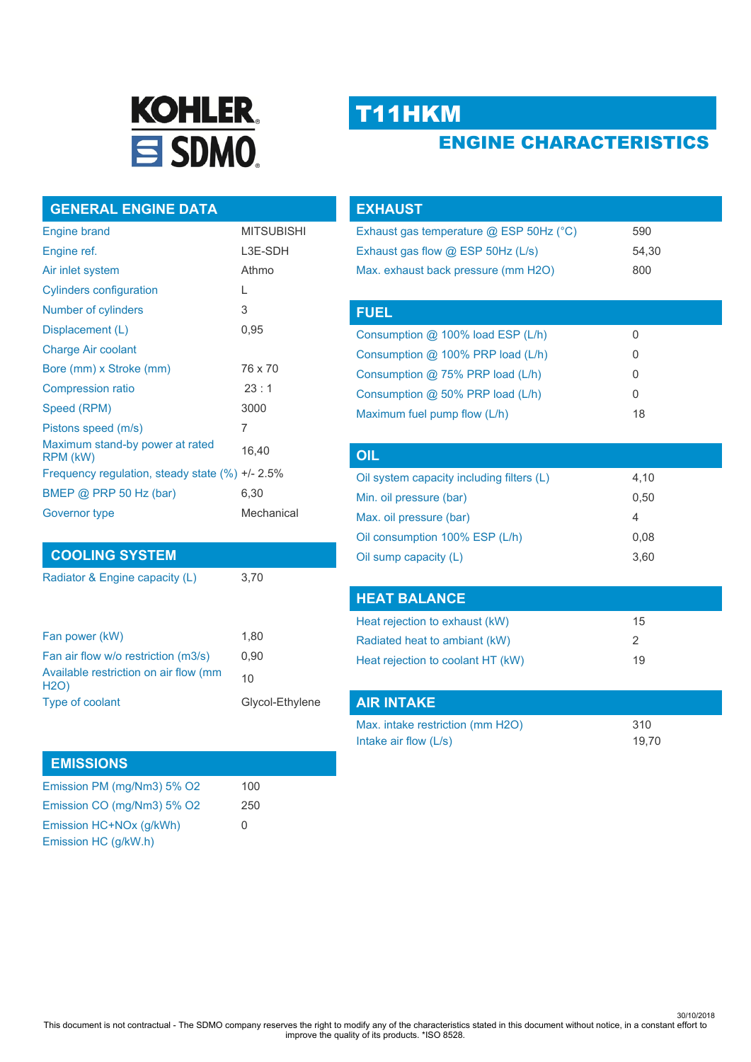# KOHLER SDMO

# T11HKM

## ENGINE CHARACTERISTICS

## GENERAL ENGINE DATA

| | |
|---|---|
| Engine brand | MITSUBISHI |
| Engine ref. | L3E-SDH |
| Air inlet system | Athmo |
| Cylinders configuration | L |
| Number of cylinders | 3 |
| Displacement (L) | 0,95 |
| Charge Air coolant | |
| Bore (mm) x Stroke (mm) | 76 x 70 |
| Compression ratio | 23 : 1 |
| Speed (RPM) | 3000 |
| Pistons speed (m/s) | 7 |
| Maximum stand-by power at rated RPM (kW) | 16,40 |
| Frequency regulation, steady state (%) | +/- 2.5% |
| BMEP @ PRP 50 Hz (bar) | 6,30 |
| Governor type | Mechanical |

## COOLING SYSTEM

| | |
|---|---|
| Radiator & Engine capacity (L) | 3,70 |
| Fan power (kW) | 1,80 |
| Fan air flow w/o restriction (m3/s) | 0,90 |
| Available restriction on air flow (mm H2O) | 10 |
| Type of coolant | Glycol-Ethylene |

## EMISSIONS

| | |
|---|---|
| Emission PM (mg/Nm3) 5% O2 | 100 |
| Emission CO (mg/Nm3) 5% O2 | 250 |
| Emission HC+NOx (g/kWh) | 0 |
| Emission HC (g/kW.h) | |

## EXHAUST

| | |
|---|---|
| Exhaust gas temperature @ ESP 50Hz (°C) | 590 |
| Exhaust gas flow @ ESP 50Hz (L/s) | 54,30 |
| Max. exhaust back pressure (mm H2O) | 800 |

## FUEL

| | |
|---|---|
| Consumption @ 100% load ESP (L/h) | 0 |
| Consumption @ 100% PRP load (L/h) | 0 |
| Consumption @ 75% PRP load (L/h) | 0 |
| Consumption @ 50% PRP load (L/h) | 0 |
| Maximum fuel pump flow (L/h) | 18 |

## OIL

| | |
|---|---|
| Oil system capacity including filters (L) | 4,10 |
| Min. oil pressure (bar) | 0,50 |
| Max. oil pressure (bar) | 4 |
| Oil consumption 100% ESP (L/h) | 0,08 |
| Oil sump capacity (L) | 3,60 |

## HEAT BALANCE

| | |
|---|---|
| Heat rejection to exhaust (kW) | 15 |
| Radiated heat to ambiant (kW) | 2 |
| Heat rejection to coolant HT (kW) | 19 |

## AIR INTAKE

| | |
|---|---|
| Max. intake restriction (mm H2O) | 310 |
| Intake air flow (L/s) | 19,70 |

30/10/2018

This document is not contractual - The SDMO company reserves the right to modify any of the characteristics stated in this document without notice, in a constant effort to improve the quality of its products. *ISO 8528.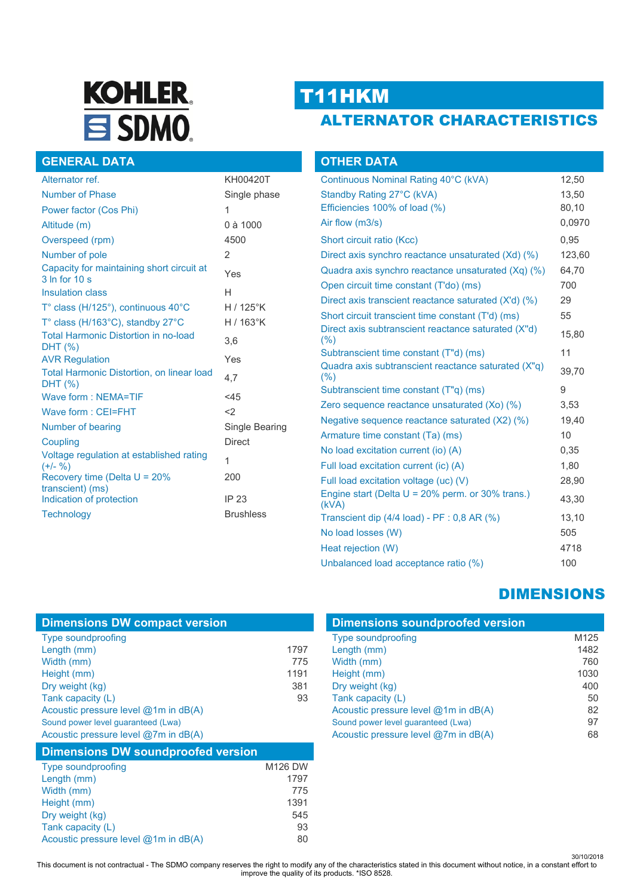KOHLER SDMO

# T11HKM

## ALTERNATOR CHARACTERISTICS

### GENERAL DATA

| | |
|---|---|
| Alternator ref. | KH00420T |
| Number of Phase | Single phase |
| Power factor (Cos Phi) | 1 |
| Altitude (m) | 0 à 1000 |
| Overspeed (rpm) | 4500 |
| Number of pole | 2 |
| Capacity for maintaining short circuit at 3 In for 10 s | Yes |
| Insulation class | H |
| T° class (H/125°), continuous 40°C | H / 125°K |
| T° class (H/163°C), standby 27°C | H / 163°K |
| Total Harmonic Distortion in no-load DHT (%) | 3,6 |
| AVR Regulation | Yes |
| Total Harmonic Distortion, on linear load DHT (%) | 4,7 |
| Wave form : NEMA=TIF | <45 |
| Wave form : CEI=FHT | <2 |
| Number of bearing | Single Bearing |
| Coupling | Direct |
| Voltage regulation at established rating (+/- %) | 1 |
| Recovery time (Delta U = 20% transcient) (ms) | 200 |
| Indication of protection | IP 23 |
| Technology | Brushless |

### OTHER DATA

| | |
|---|---|
| Continuous Nominal Rating 40°C (kVA) | 12,50 |
| Standby Rating 27°C (kVA) | 13,50 |
| Efficiencies 100% of load (%) | 80,10 |
| Air flow (m3/s) | 0,0970 |
| Short circuit ratio (Kcc) | 0,95 |
| Direct axis synchro reactance unsaturated (Xd) (%) | 123,60 |
| Quadra axis synchro reactance unsaturated (Xq) (%) | 64,70 |
| Open circuit time constant (T'do) (ms) | 700 |
| Direct axis transcient reactance saturated (X'd) (%) | 29 |
| Short circuit transcient time constant (T'd) (ms) | 55 |
| Direct axis subtranscient reactance saturated (X"d) (%) | 15,80 |
| Subtranscient time constant (T"d) (ms) | 11 |
| Quadra axis subtranscient reactance saturated (X"q) (%) | 39,70 |
| Subtranscient time constant (T"q) (ms) | 9 |
| Zero sequence reactance unsaturated (Xo) (%) | 3,53 |
| Negative sequence reactance saturated (X2) (%) | 19,40 |
| Armature time constant (Ta) (ms) | 10 |
| No load excitation current (io) (A) | 0,35 |
| Full load excitation current (ic) (A) | 1,80 |
| Full load excitation voltage (uc) (V) | 28,90 |
| Engine start (Delta U = 20% perm. or 30% trans.) (kVA) | 43,30 |
| Transcient dip (4/4 load) - PF : 0,8 AR (%) | 13,10 |
| No load losses (W) | 505 |
| Heat rejection (W) | 4718 |
| Unbalanced load acceptance ratio (%) | 100 |

## DIMENSIONS

### Dimensions DW compact version

| | |
|---|---|
| Type soundproofing | |
| Length (mm) | 1797 |
| Width (mm) | 775 |
| Height (mm) | 1191 |
| Dry weight (kg) | 381 |
| Tank capacity (L) | 93 |
| Acoustic pressure level @1m in dB(A) | |
| Sound power level guaranteed (Lwa) | |
| Acoustic pressure level @7m in dB(A) | |

### Dimensions DW soundproofed version

| | |
|---|---|
| Type soundproofing | M126 DW |
| Length (mm) | 1797 |
| Width (mm) | 775 |
| Height (mm) | 1391 |
| Dry weight (kg) | 545 |
| Tank capacity (L) | 93 |
| Acoustic pressure level @1m in dB(A) | 80 |

### Dimensions soundproofed version

| | |
|---|---|
| Type soundproofing | M125 |
| Length (mm) | 1482 |
| Width (mm) | 760 |
| Height (mm) | 1030 |
| Dry weight (kg) | 400 |
| Tank capacity (L) | 50 |
| Acoustic pressure level @1m in dB(A) | 82 |
| Sound power level guaranteed (Lwa) | 97 |
| Acoustic pressure level @7m in dB(A) | 68 |

30/10/2018

This document is not contractual - The SDMO company reserves the right to modify any of the characteristics stated in this document without notice, in a constant effort to improve the quality of its products. *ISO 8528.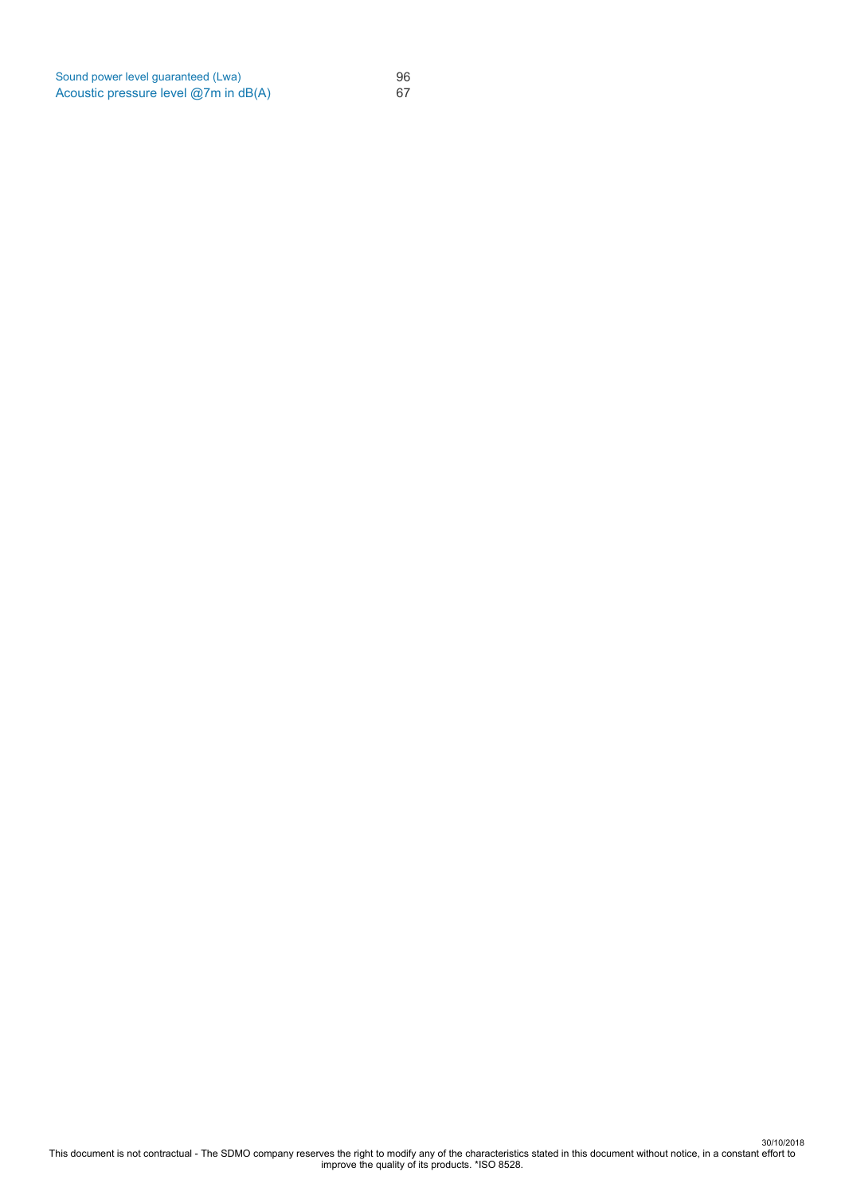| | |
|---|---|
| Sound power level guaranteed (Lwa) | 96 |
| Acoustic pressure level @7m in dB(A) | 67 |

30/10/2018

This document is not contractual - The SDMO company reserves the right to modify any of the characteristics stated in this document without notice, in a constant effort to improve the quality of its products. *ISO 8528.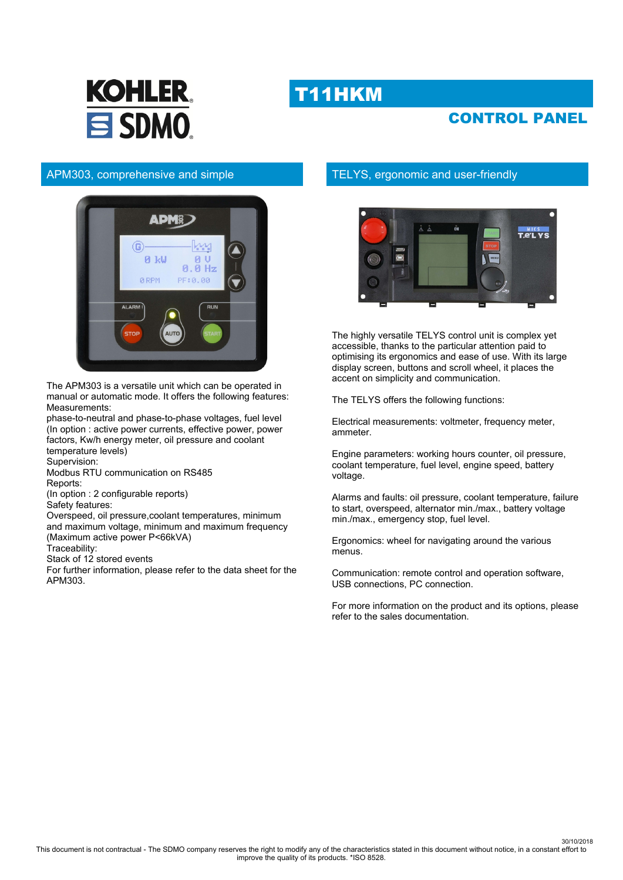# T11HKM

## CONTROL PANEL

### APM303, comprehensive and simple

The APM303 is a versatile unit which can be operated in manual or automatic mode. It offers the following features:
Measurements:
phase-to-neutral and phase-to-phase voltages, fuel level
(In option : active power currents, effective power, power factors, Kw/h energy meter, oil pressure and coolant temperature levels)
Supervision:
Modbus RTU communication on RS485
Reports:
(In option : 2 configurable reports)
Safety features:
Overspeed, oil pressure,coolant temperatures, minimum and maximum voltage, minimum and maximum frequency
(Maximum active power P<66kVA)
Traceability:
Stack of 12 stored events
For further information, please refer to the data sheet for the APM303.

### TELYS, ergonomic and user-friendly

The highly versatile TELYS control unit is complex yet accessible, thanks to the particular attention paid to optimising its ergonomics and ease of use. With its large display screen, buttons and scroll wheel, it places the accent on simplicity and communication.

The TELYS offers the following functions:

Electrical measurements: voltmeter, frequency meter, ammeter.

Engine parameters: working hours counter, oil pressure, coolant temperature, fuel level, engine speed, battery voltage.

Alarms and faults: oil pressure, coolant temperature, failure to start, overspeed, alternator min./max., battery voltage min./max., emergency stop, fuel level.

Ergonomics: wheel for navigating around the various menus.

Communication: remote control and operation software, USB connections, PC connection.

For more information on the product and its options, please refer to the sales documentation.

30/10/2018
This document is not contractual - The SDMO company reserves the right to modify any of the characteristics stated in this document without notice, in a constant effort to improve the quality of its products. *ISO 8528.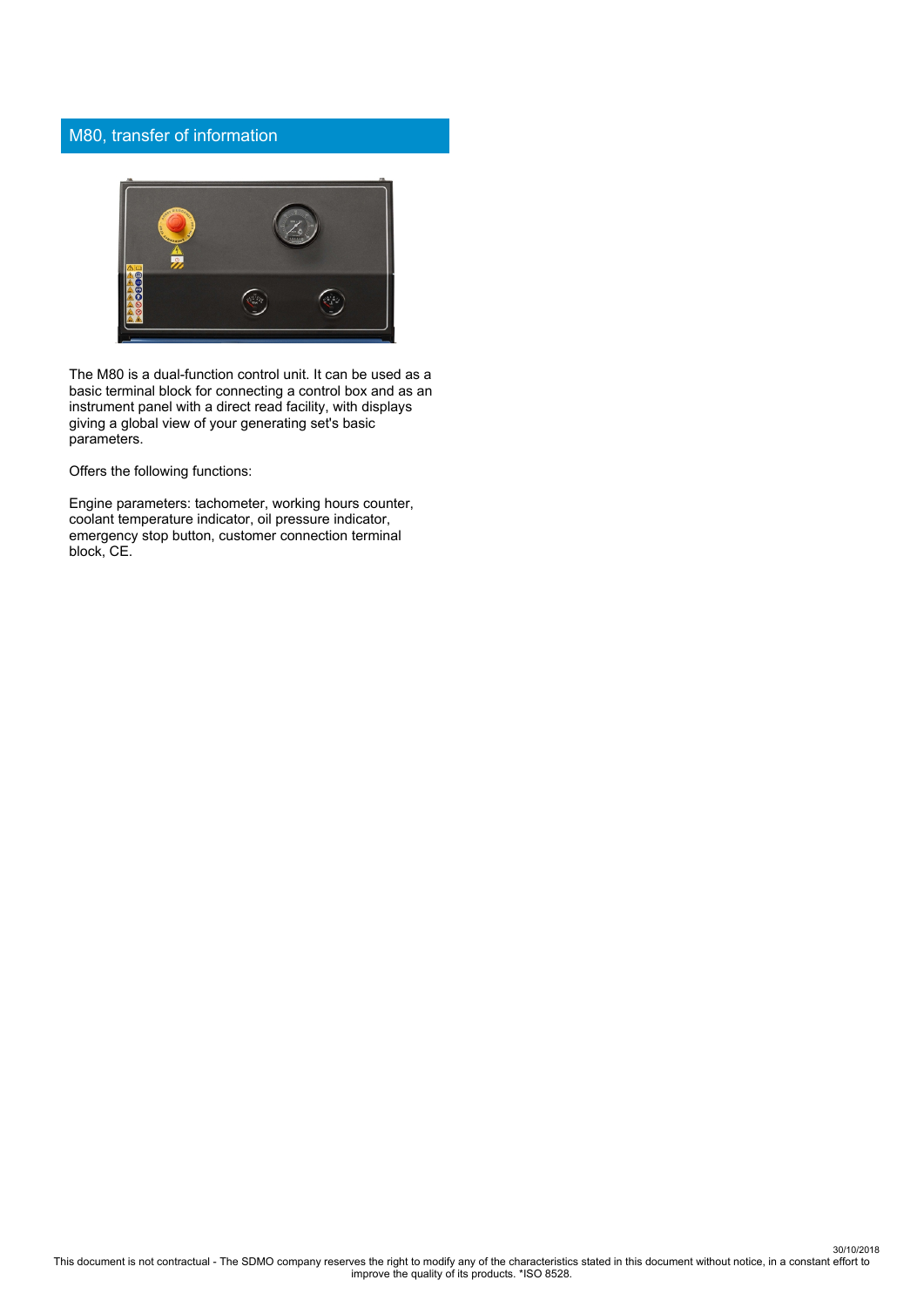## M80, transfer of information

The M80 is a dual-function control unit. It can be used as a basic terminal block for connecting a control box and as an instrument panel with a direct read facility, with displays giving a global view of your generating set's basic parameters.

Offers the following functions:

Engine parameters: tachometer, working hours counter, coolant temperature indicator, oil pressure indicator, emergency stop button, customer connection terminal block, CE.